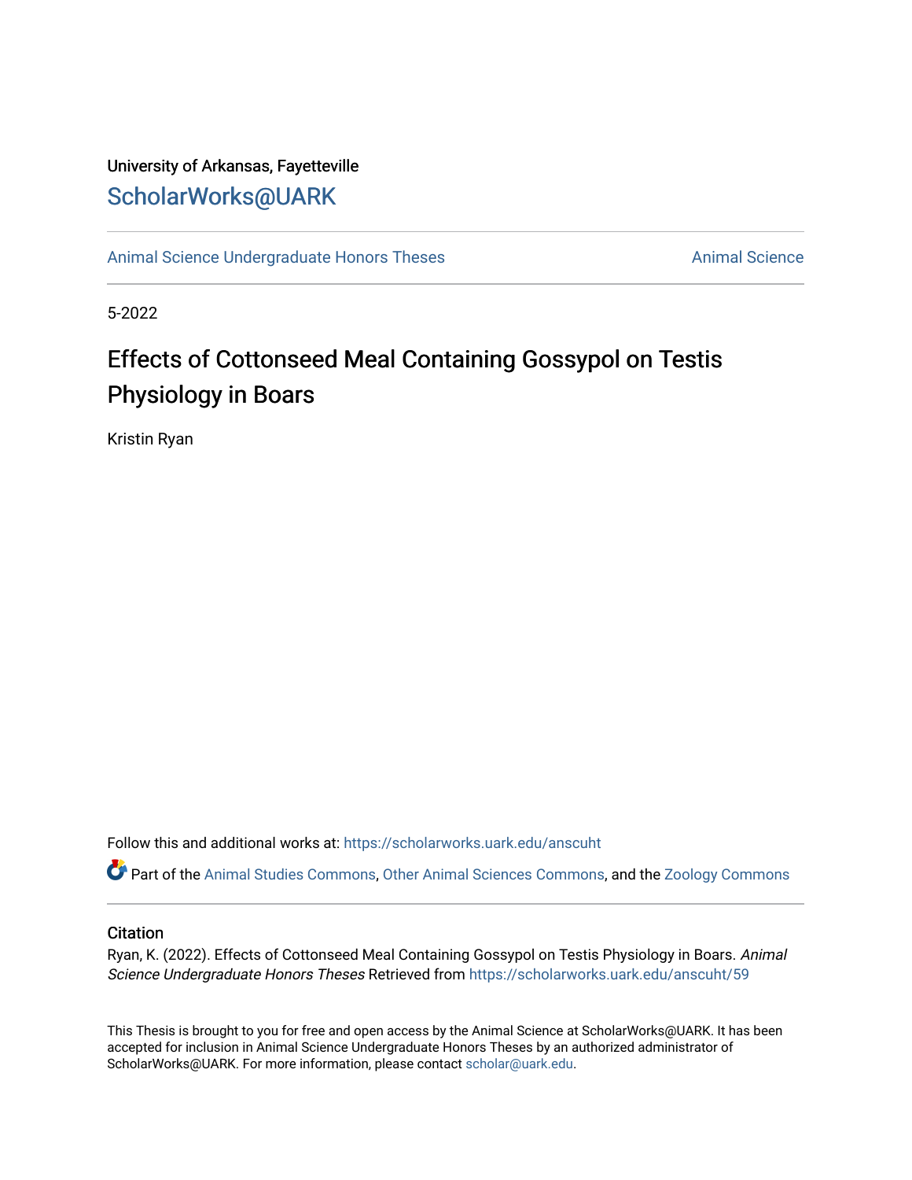University of Arkansas, Fayetteville

ScholarWorks@UARK

Animal Science Undergraduate Honors Theses

Animal Science

5-2022

# Effects of Cottonseed Meal Containing Gossypol on Testis Physiology in Boars

Kristin Ryan

Follow this and additional works at: https://scholarworks.uark.edu/anscuht

Part of the Animal Studies Commons, Other Animal Sciences Commons, and the Zoology Commons

## Citation

Ryan, K. (2022). Effects of Cottonseed Meal Containing Gossypol on Testis Physiology in Boars. *Animal Science Undergraduate Honors Theses* Retrieved from https://scholarworks.uark.edu/anscuht/59

This Thesis is brought to you for free and open access by the Animal Science at ScholarWorks@UARK. It has been accepted for inclusion in Animal Science Undergraduate Honors Theses by an authorized administrator of ScholarWorks@UARK. For more information, please contact scholar@uark.edu.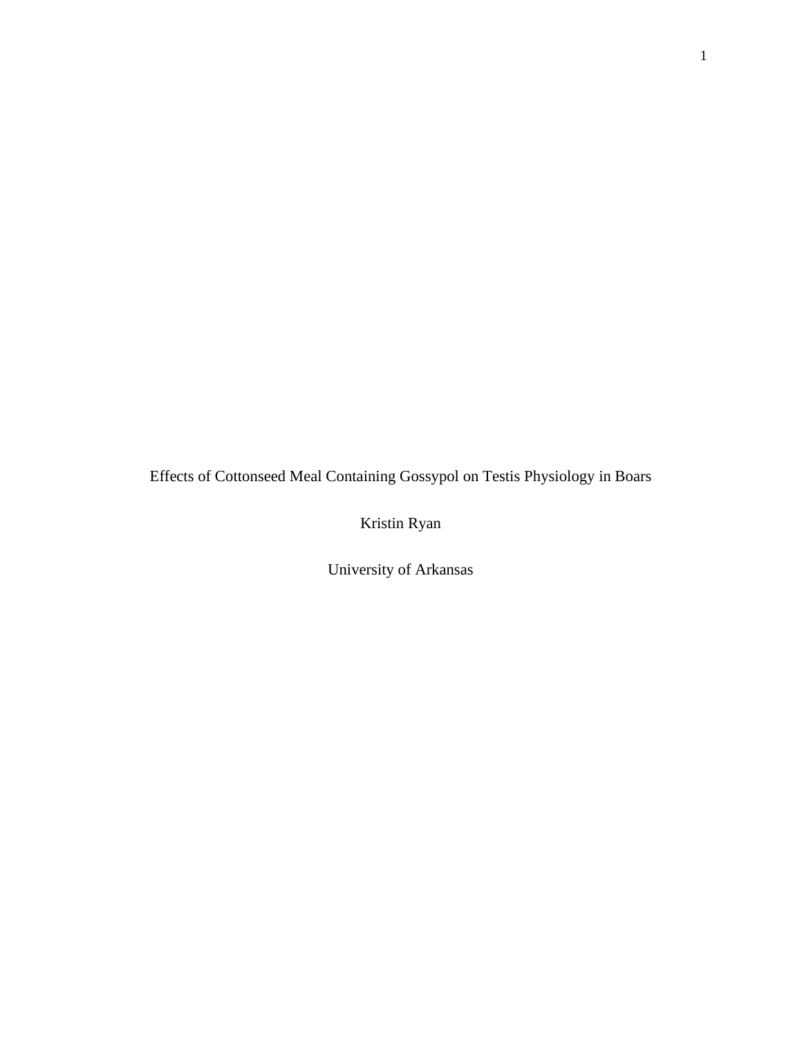Effects of Cottonseed Meal Containing Gossypol on Testis Physiology in Boars

Kristin Ryan

University of Arkansas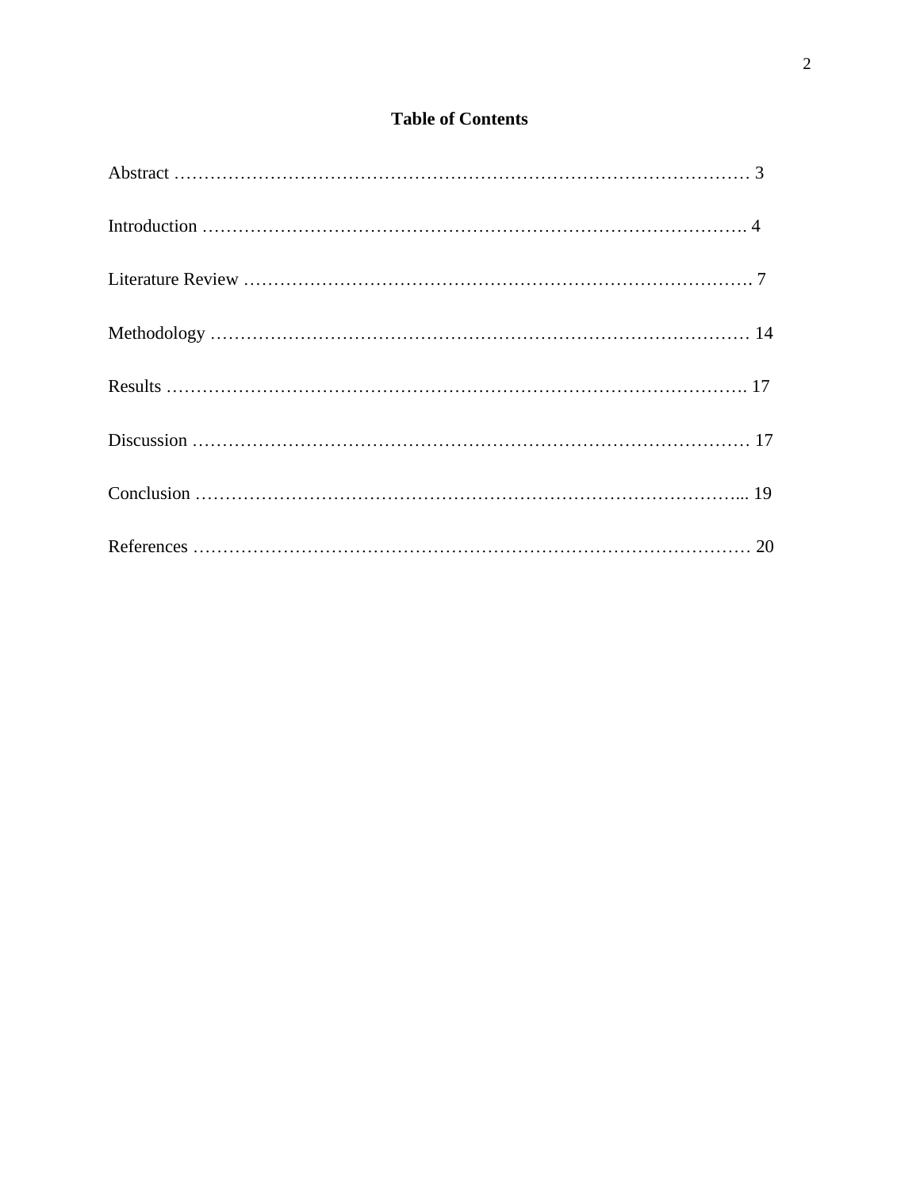## Table of Contents

Abstract ………………………………………………………………………………………… 3

Introduction ………………………………………………………………………………. 4

Literature Review ………………………………………………………………………… 7

Methodology ……………………………………………………………………………… 14

Results …………………………………………………………………………………. 17

Discussion ………………………………………………………………………………… 17

Conclusion ……………………………………………………………………………... 19

References ………………………………………………………………………………… 20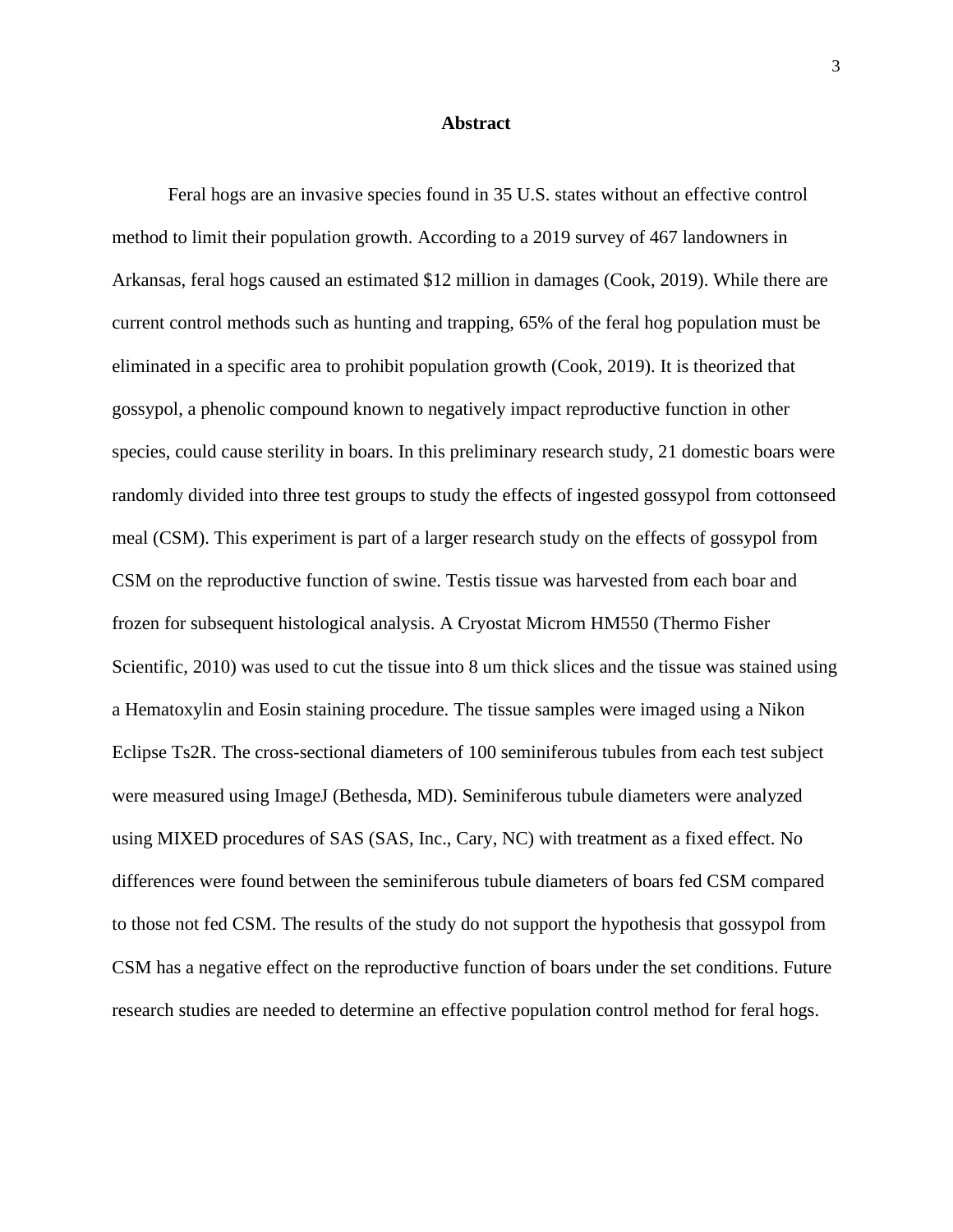# Abstract

Feral hogs are an invasive species found in 35 U.S. states without an effective control method to limit their population growth. According to a 2019 survey of 467 landowners in Arkansas, feral hogs caused an estimated $12 million in damages (Cook, 2019). While there are current control methods such as hunting and trapping, 65% of the feral hog population must be eliminated in a specific area to prohibit population growth (Cook, 2019). It is theorized that gossypol, a phenolic compound known to negatively impact reproductive function in other species, could cause sterility in boars. In this preliminary research study, 21 domestic boars were randomly divided into three test groups to study the effects of ingested gossypol from cottonseed meal (CSM). This experiment is part of a larger research study on the effects of gossypol from CSM on the reproductive function of swine. Testis tissue was harvested from each boar and frozen for subsequent histological analysis. A Cryostat Microm HM550 (Thermo Fisher Scientific, 2010) was used to cut the tissue into 8 um thick slices and the tissue was stained using a Hematoxylin and Eosin staining procedure. The tissue samples were imaged using a Nikon Eclipse Ts2R. The cross-sectional diameters of 100 seminiferous tubules from each test subject were measured using ImageJ (Bethesda, MD). Seminiferous tubule diameters were analyzed using MIXED procedures of SAS (SAS, Inc., Cary, NC) with treatment as a fixed effect. No differences were found between the seminiferous tubule diameters of boars fed CSM compared to those not fed CSM. The results of the study do not support the hypothesis that gossypol from CSM has a negative effect on the reproductive function of boars under the set conditions. Future research studies are needed to determine an effective population control method for feral hogs.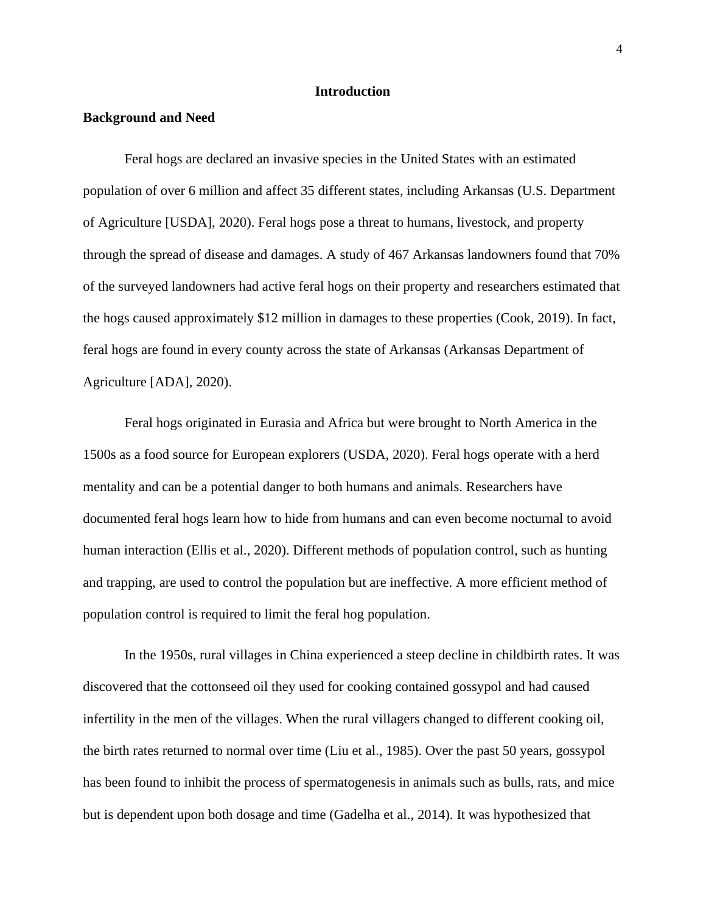# Introduction

## Background and Need

Feral hogs are declared an invasive species in the United States with an estimated population of over 6 million and affect 35 different states, including Arkansas (U.S. Department of Agriculture [USDA], 2020). Feral hogs pose a threat to humans, livestock, and property through the spread of disease and damages. A study of 467 Arkansas landowners found that 70% of the surveyed landowners had active feral hogs on their property and researchers estimated that the hogs caused approximately $12 million in damages to these properties (Cook, 2019). In fact, feral hogs are found in every county across the state of Arkansas (Arkansas Department of Agriculture [ADA], 2020).

Feral hogs originated in Eurasia and Africa but were brought to North America in the 1500s as a food source for European explorers (USDA, 2020). Feral hogs operate with a herd mentality and can be a potential danger to both humans and animals. Researchers have documented feral hogs learn how to hide from humans and can even become nocturnal to avoid human interaction (Ellis et al., 2020). Different methods of population control, such as hunting and trapping, are used to control the population but are ineffective. A more efficient method of population control is required to limit the feral hog population.

In the 1950s, rural villages in China experienced a steep decline in childbirth rates. It was discovered that the cottonseed oil they used for cooking contained gossypol and had caused infertility in the men of the villages. When the rural villagers changed to different cooking oil, the birth rates returned to normal over time (Liu et al., 1985). Over the past 50 years, gossypol has been found to inhibit the process of spermatogenesis in animals such as bulls, rats, and mice but is dependent upon both dosage and time (Gadelha et al., 2014). It was hypothesized that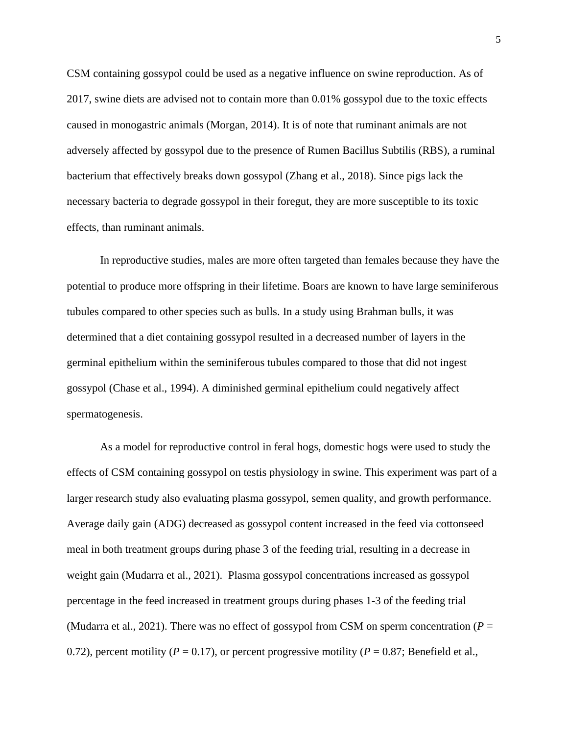CSM containing gossypol could be used as a negative influence on swine reproduction. As of 2017, swine diets are advised not to contain more than 0.01% gossypol due to the toxic effects caused in monogastric animals (Morgan, 2014). It is of note that ruminant animals are not adversely affected by gossypol due to the presence of Rumen Bacillus Subtilis (RBS), a ruminal bacterium that effectively breaks down gossypol (Zhang et al., 2018). Since pigs lack the necessary bacteria to degrade gossypol in their foregut, they are more susceptible to its toxic effects, than ruminant animals.

In reproductive studies, males are more often targeted than females because they have the potential to produce more offspring in their lifetime. Boars are known to have large seminiferous tubules compared to other species such as bulls. In a study using Brahman bulls, it was determined that a diet containing gossypol resulted in a decreased number of layers in the germinal epithelium within the seminiferous tubules compared to those that did not ingest gossypol (Chase et al., 1994). A diminished germinal epithelium could negatively affect spermatogenesis.

As a model for reproductive control in feral hogs, domestic hogs were used to study the effects of CSM containing gossypol on testis physiology in swine. This experiment was part of a larger research study also evaluating plasma gossypol, semen quality, and growth performance. Average daily gain (ADG) decreased as gossypol content increased in the feed via cottonseed meal in both treatment groups during phase 3 of the feeding trial, resulting in a decrease in weight gain (Mudarra et al., 2021). Plasma gossypol concentrations increased as gossypol percentage in the feed increased in treatment groups during phases 1-3 of the feeding trial (Mudarra et al., 2021). There was no effect of gossypol from CSM on sperm concentration ($P$ = 0.72), percent motility ($P$ = 0.17), or percent progressive motility ($P$ = 0.87; Benefield et al.,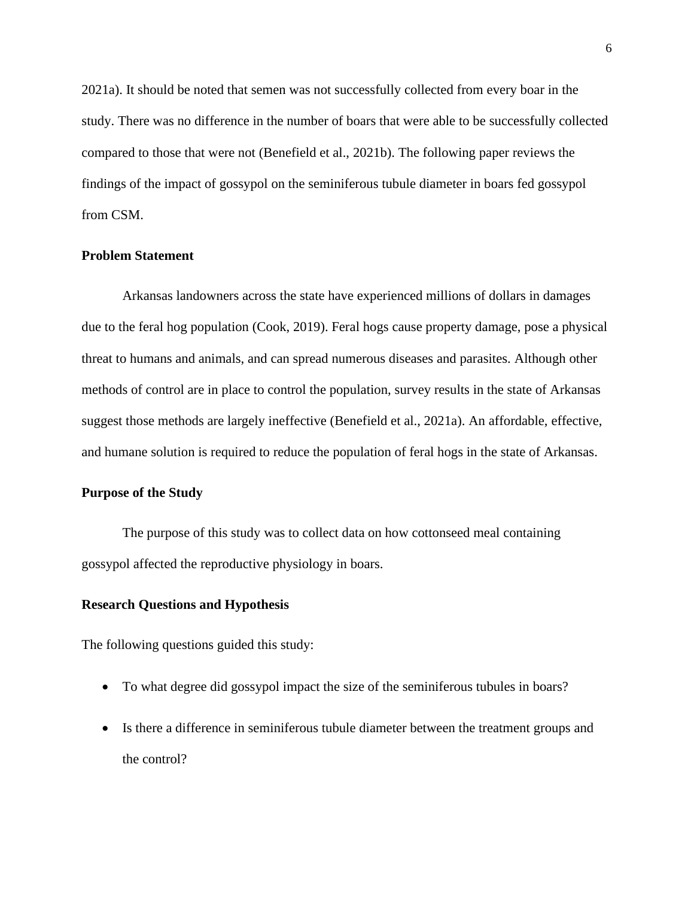2021a). It should be noted that semen was not successfully collected from every boar in the study. There was no difference in the number of boars that were able to be successfully collected compared to those that were not (Benefield et al., 2021b). The following paper reviews the findings of the impact of gossypol on the seminiferous tubule diameter in boars fed gossypol from CSM.

### Problem Statement

Arkansas landowners across the state have experienced millions of dollars in damages due to the feral hog population (Cook, 2019). Feral hogs cause property damage, pose a physical threat to humans and animals, and can spread numerous diseases and parasites. Although other methods of control are in place to control the population, survey results in the state of Arkansas suggest those methods are largely ineffective (Benefield et al., 2021a). An affordable, effective, and humane solution is required to reduce the population of feral hogs in the state of Arkansas.

### Purpose of the Study

The purpose of this study was to collect data on how cottonseed meal containing gossypol affected the reproductive physiology in boars.

### Research Questions and Hypothesis

The following questions guided this study:

- To what degree did gossypol impact the size of the seminiferous tubules in boars?
- Is there a difference in seminiferous tubule diameter between the treatment groups and the control?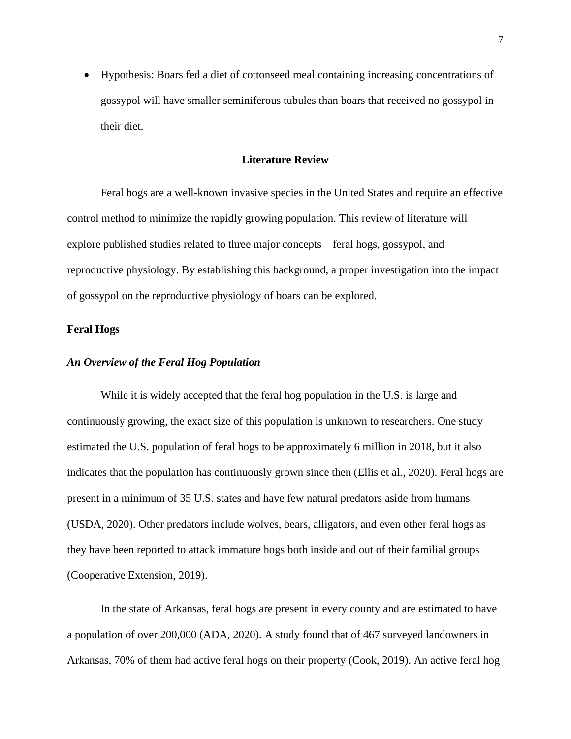- Hypothesis: Boars fed a diet of cottonseed meal containing increasing concentrations of gossypol will have smaller seminiferous tubules than boars that received no gossypol in their diet.

## Literature Review

Feral hogs are a well-known invasive species in the United States and require an effective control method to minimize the rapidly growing population. This review of literature will explore published studies related to three major concepts – feral hogs, gossypol, and reproductive physiology. By establishing this background, a proper investigation into the impact of gossypol on the reproductive physiology of boars can be explored.

### Feral Hogs

#### *An Overview of the Feral Hog Population*

While it is widely accepted that the feral hog population in the U.S. is large and continuously growing, the exact size of this population is unknown to researchers. One study estimated the U.S. population of feral hogs to be approximately 6 million in 2018, but it also indicates that the population has continuously grown since then (Ellis et al., 2020). Feral hogs are present in a minimum of 35 U.S. states and have few natural predators aside from humans (USDA, 2020). Other predators include wolves, bears, alligators, and even other feral hogs as they have been reported to attack immature hogs both inside and out of their familial groups (Cooperative Extension, 2019).

In the state of Arkansas, feral hogs are present in every county and are estimated to have a population of over 200,000 (ADA, 2020). A study found that of 467 surveyed landowners in Arkansas, 70% of them had active feral hogs on their property (Cook, 2019). An active feral hog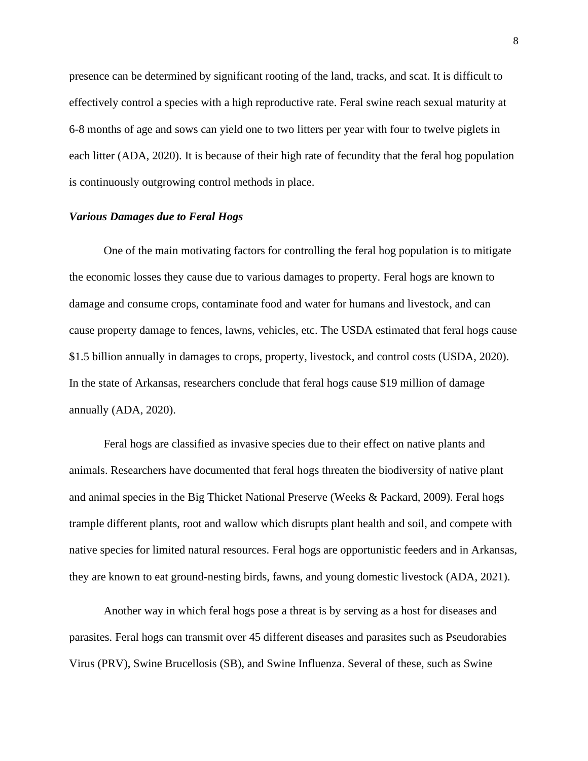presence can be determined by significant rooting of the land, tracks, and scat. It is difficult to effectively control a species with a high reproductive rate. Feral swine reach sexual maturity at 6-8 months of age and sows can yield one to two litters per year with four to twelve piglets in each litter (ADA, 2020). It is because of their high rate of fecundity that the feral hog population is continuously outgrowing control methods in place.

***Various Damages due to Feral Hogs***

One of the main motivating factors for controlling the feral hog population is to mitigate the economic losses they cause due to various damages to property. Feral hogs are known to damage and consume crops, contaminate food and water for humans and livestock, and can cause property damage to fences, lawns, vehicles, etc. The USDA estimated that feral hogs cause $1.5 billion annually in damages to crops, property, livestock, and control costs (USDA, 2020). In the state of Arkansas, researchers conclude that feral hogs cause $19 million of damage annually (ADA, 2020).

Feral hogs are classified as invasive species due to their effect on native plants and animals. Researchers have documented that feral hogs threaten the biodiversity of native plant and animal species in the Big Thicket National Preserve (Weeks & Packard, 2009). Feral hogs trample different plants, root and wallow which disrupts plant health and soil, and compete with native species for limited natural resources. Feral hogs are opportunistic feeders and in Arkansas, they are known to eat ground-nesting birds, fawns, and young domestic livestock (ADA, 2021).

Another way in which feral hogs pose a threat is by serving as a host for diseases and parasites. Feral hogs can transmit over 45 different diseases and parasites such as Pseudorabies Virus (PRV), Swine Brucellosis (SB), and Swine Influenza. Several of these, such as Swine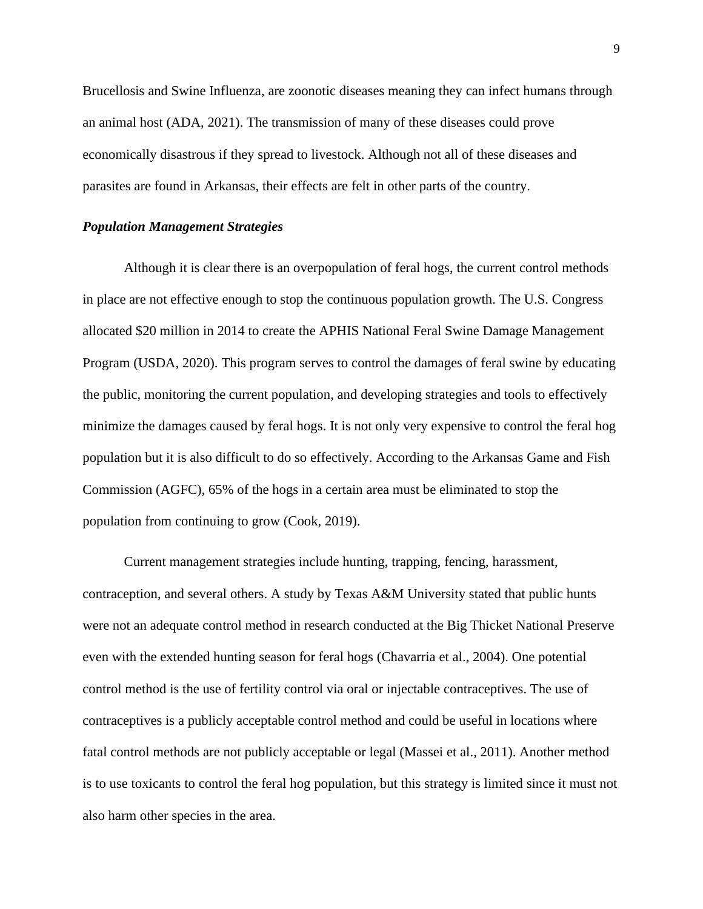Brucellosis and Swine Influenza, are zoonotic diseases meaning they can infect humans through an animal host (ADA, 2021). The transmission of many of these diseases could prove economically disastrous if they spread to livestock. Although not all of these diseases and parasites are found in Arkansas, their effects are felt in other parts of the country.

### ***Population Management Strategies***

Although it is clear there is an overpopulation of feral hogs, the current control methods in place are not effective enough to stop the continuous population growth. The U.S. Congress allocated $20 million in 2014 to create the APHIS National Feral Swine Damage Management Program (USDA, 2020). This program serves to control the damages of feral swine by educating the public, monitoring the current population, and developing strategies and tools to effectively minimize the damages caused by feral hogs. It is not only very expensive to control the feral hog population but it is also difficult to do so effectively. According to the Arkansas Game and Fish Commission (AGFC), 65% of the hogs in a certain area must be eliminated to stop the population from continuing to grow (Cook, 2019).

Current management strategies include hunting, trapping, fencing, harassment, contraception, and several others. A study by Texas A&M University stated that public hunts were not an adequate control method in research conducted at the Big Thicket National Preserve even with the extended hunting season for feral hogs (Chavarria et al., 2004). One potential control method is the use of fertility control via oral or injectable contraceptives. The use of contraceptives is a publicly acceptable control method and could be useful in locations where fatal control methods are not publicly acceptable or legal (Massei et al., 2011). Another method is to use toxicants to control the feral hog population, but this strategy is limited since it must not also harm other species in the area.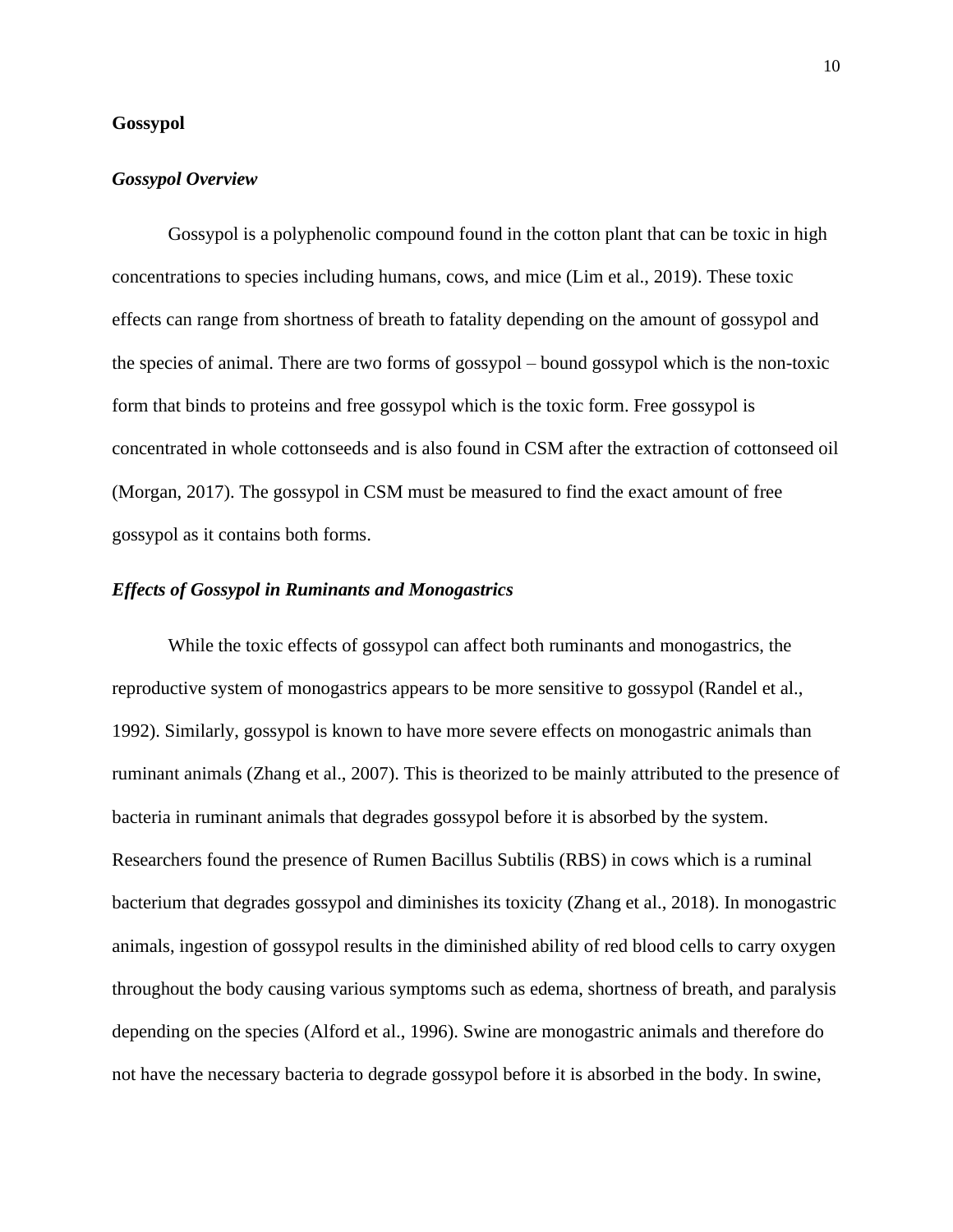## Gossypol

### *Gossypol Overview*

Gossypol is a polyphenolic compound found in the cotton plant that can be toxic in high concentrations to species including humans, cows, and mice (Lim et al., 2019). These toxic effects can range from shortness of breath to fatality depending on the amount of gossypol and the species of animal. There are two forms of gossypol – bound gossypol which is the non-toxic form that binds to proteins and free gossypol which is the toxic form. Free gossypol is concentrated in whole cottonseeds and is also found in CSM after the extraction of cottonseed oil (Morgan, 2017). The gossypol in CSM must be measured to find the exact amount of free gossypol as it contains both forms.

### *Effects of Gossypol in Ruminants and Monogastrics*

While the toxic effects of gossypol can affect both ruminants and monogastrics, the reproductive system of monogastrics appears to be more sensitive to gossypol (Randel et al., 1992). Similarly, gossypol is known to have more severe effects on monogastric animals than ruminant animals (Zhang et al., 2007). This is theorized to be mainly attributed to the presence of bacteria in ruminant animals that degrades gossypol before it is absorbed by the system. Researchers found the presence of Rumen Bacillus Subtilis (RBS) in cows which is a ruminal bacterium that degrades gossypol and diminishes its toxicity (Zhang et al., 2018). In monogastric animals, ingestion of gossypol results in the diminished ability of red blood cells to carry oxygen throughout the body causing various symptoms such as edema, shortness of breath, and paralysis depending on the species (Alford et al., 1996). Swine are monogastric animals and therefore do not have the necessary bacteria to degrade gossypol before it is absorbed in the body. In swine,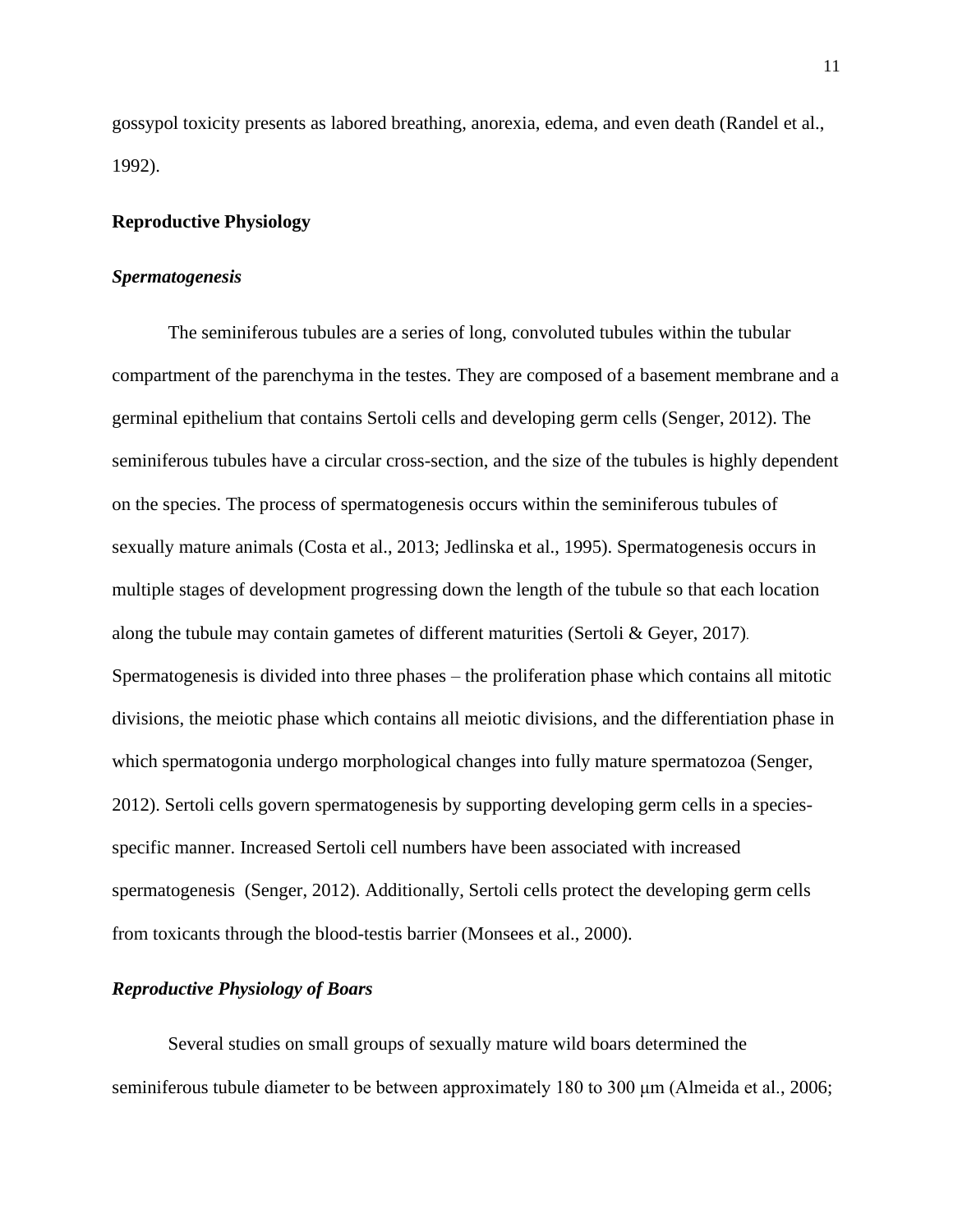gossypol toxicity presents as labored breathing, anorexia, edema, and even death (Randel et al., 1992).

## Reproductive Physiology

### *Spermatogenesis*

The seminiferous tubules are a series of long, convoluted tubules within the tubular compartment of the parenchyma in the testes. They are composed of a basement membrane and a germinal epithelium that contains Sertoli cells and developing germ cells (Senger, 2012). The seminiferous tubules have a circular cross-section, and the size of the tubules is highly dependent on the species. The process of spermatogenesis occurs within the seminiferous tubules of sexually mature animals (Costa et al., 2013; Jedlinska et al., 1995). Spermatogenesis occurs in multiple stages of development progressing down the length of the tubule so that each location along the tubule may contain gametes of different maturities (Sertoli & Geyer, 2017). Spermatogenesis is divided into three phases – the proliferation phase which contains all mitotic divisions, the meiotic phase which contains all meiotic divisions, and the differentiation phase in which spermatogonia undergo morphological changes into fully mature spermatozoa (Senger, 2012). Sertoli cells govern spermatogenesis by supporting developing germ cells in a species-specific manner. Increased Sertoli cell numbers have been associated with increased spermatogenesis (Senger, 2012). Additionally, Sertoli cells protect the developing germ cells from toxicants through the blood-testis barrier (Monsees et al., 2000).

### *Reproductive Physiology of Boars*

Several studies on small groups of sexually mature wild boars determined the seminiferous tubule diameter to be between approximately 180 to 300 μm (Almeida et al., 2006;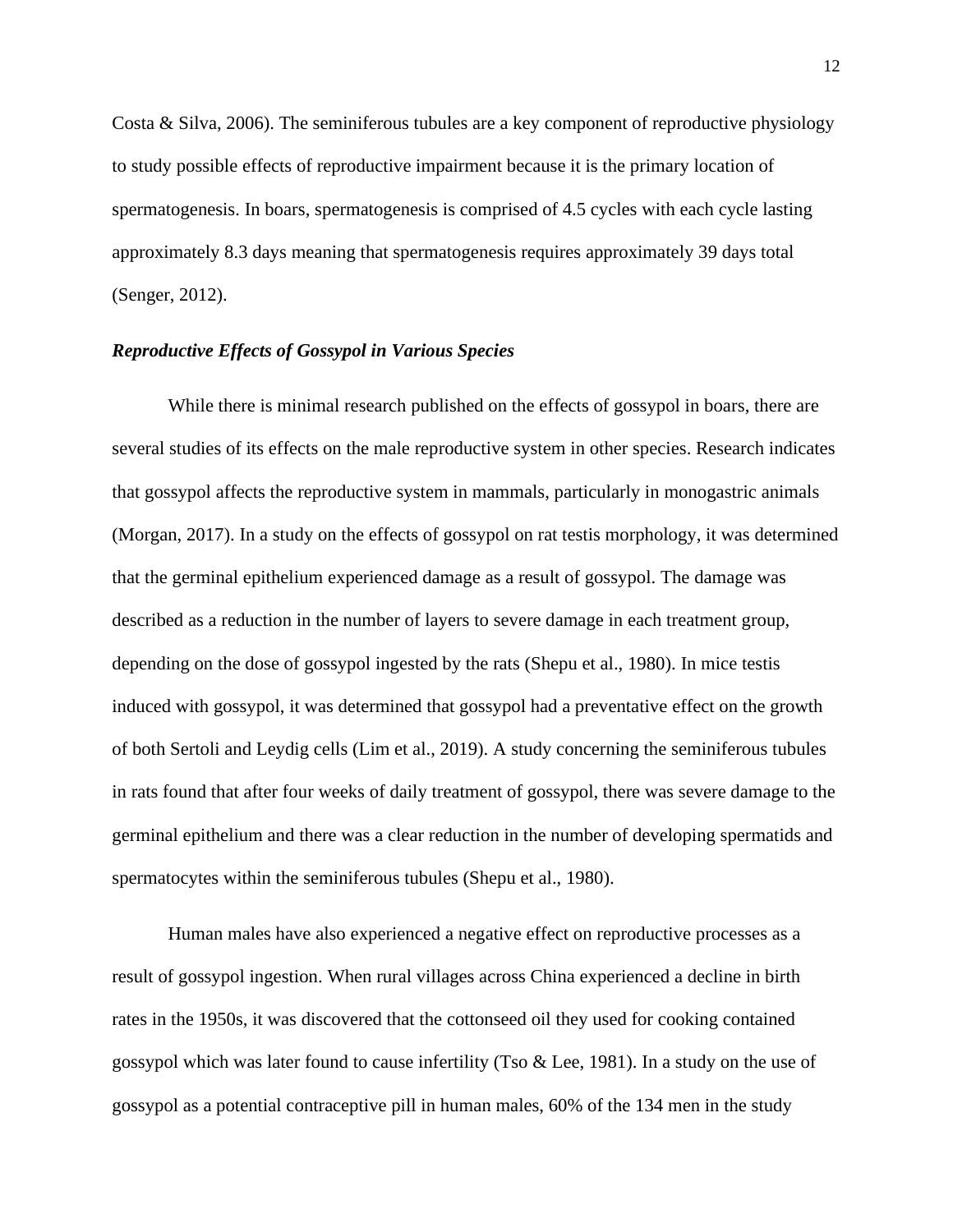Costa & Silva, 2006). The seminiferous tubules are a key component of reproductive physiology to study possible effects of reproductive impairment because it is the primary location of spermatogenesis. In boars, spermatogenesis is comprised of 4.5 cycles with each cycle lasting approximately 8.3 days meaning that spermatogenesis requires approximately 39 days total (Senger, 2012).

### *Reproductive Effects of Gossypol in Various Species*

While there is minimal research published on the effects of gossypol in boars, there are several studies of its effects on the male reproductive system in other species. Research indicates that gossypol affects the reproductive system in mammals, particularly in monogastric animals (Morgan, 2017). In a study on the effects of gossypol on rat testis morphology, it was determined that the germinal epithelium experienced damage as a result of gossypol. The damage was described as a reduction in the number of layers to severe damage in each treatment group, depending on the dose of gossypol ingested by the rats (Shepu et al., 1980). In mice testis induced with gossypol, it was determined that gossypol had a preventative effect on the growth of both Sertoli and Leydig cells (Lim et al., 2019). A study concerning the seminiferous tubules in rats found that after four weeks of daily treatment of gossypol, there was severe damage to the germinal epithelium and there was a clear reduction in the number of developing spermatids and spermatocytes within the seminiferous tubules (Shepu et al., 1980).

Human males have also experienced a negative effect on reproductive processes as a result of gossypol ingestion. When rural villages across China experienced a decline in birth rates in the 1950s, it was discovered that the cottonseed oil they used for cooking contained gossypol which was later found to cause infertility (Tso & Lee, 1981). In a study on the use of gossypol as a potential contraceptive pill in human males, 60% of the 134 men in the study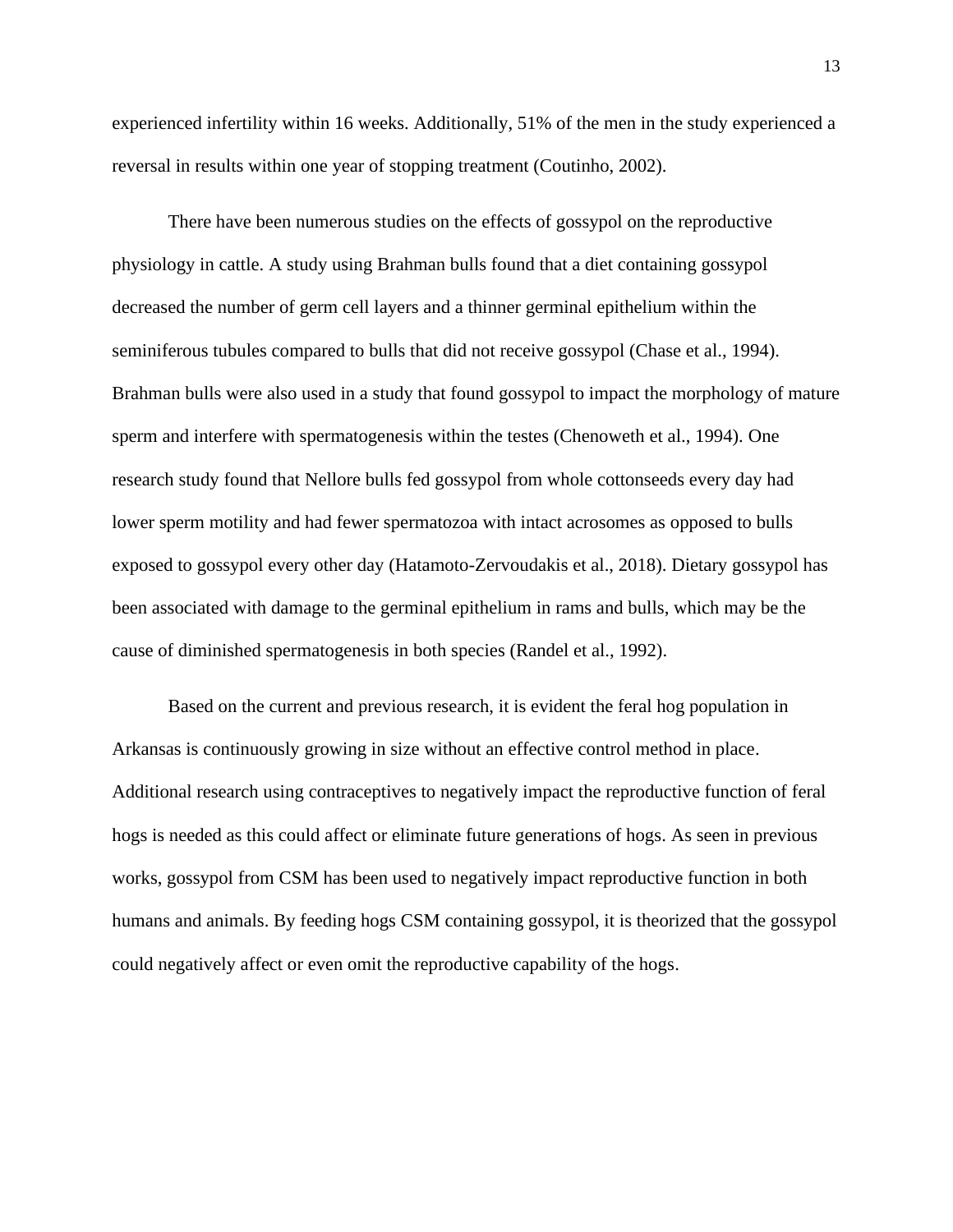experienced infertility within 16 weeks. Additionally, 51% of the men in the study experienced a reversal in results within one year of stopping treatment (Coutinho, 2002).

There have been numerous studies on the effects of gossypol on the reproductive physiology in cattle. A study using Brahman bulls found that a diet containing gossypol decreased the number of germ cell layers and a thinner germinal epithelium within the seminiferous tubules compared to bulls that did not receive gossypol (Chase et al., 1994). Brahman bulls were also used in a study that found gossypol to impact the morphology of mature sperm and interfere with spermatogenesis within the testes (Chenoweth et al., 1994). One research study found that Nellore bulls fed gossypol from whole cottonseeds every day had lower sperm motility and had fewer spermatozoa with intact acrosomes as opposed to bulls exposed to gossypol every other day (Hatamoto-Zervoudakis et al., 2018). Dietary gossypol has been associated with damage to the germinal epithelium in rams and bulls, which may be the cause of diminished spermatogenesis in both species (Randel et al., 1992).

Based on the current and previous research, it is evident the feral hog population in Arkansas is continuously growing in size without an effective control method in place. Additional research using contraceptives to negatively impact the reproductive function of feral hogs is needed as this could affect or eliminate future generations of hogs. As seen in previous works, gossypol from CSM has been used to negatively impact reproductive function in both humans and animals. By feeding hogs CSM containing gossypol, it is theorized that the gossypol could negatively affect or even omit the reproductive capability of the hogs.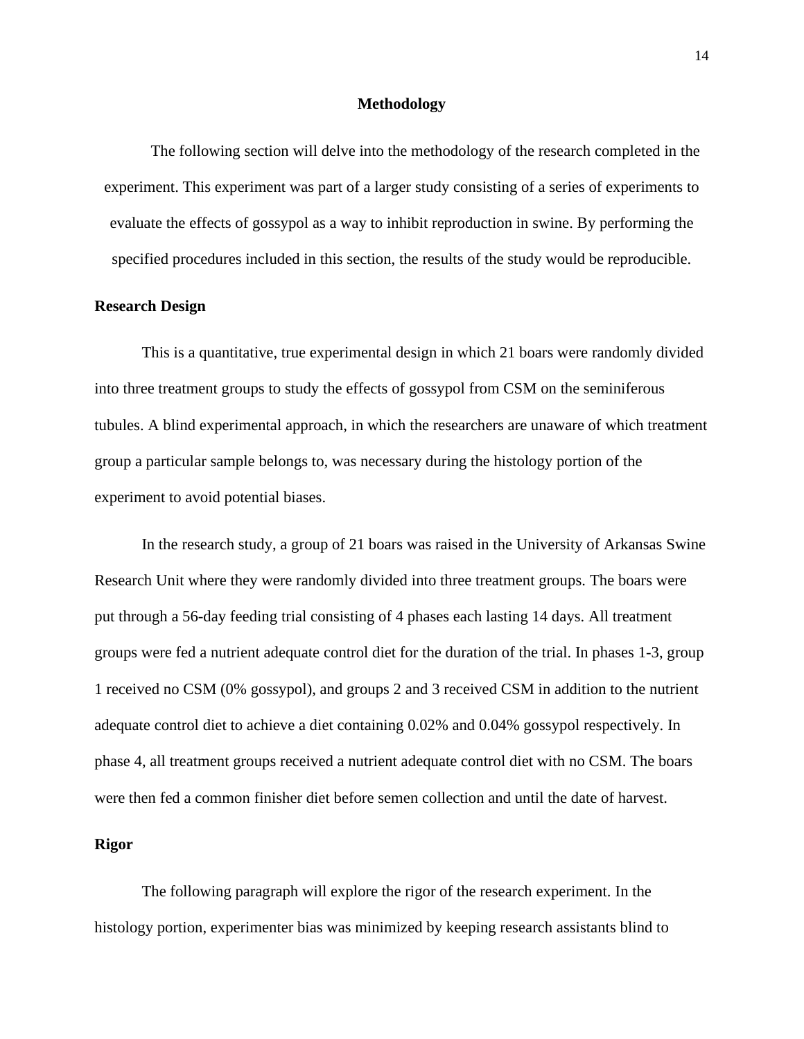# Methodology

The following section will delve into the methodology of the research completed in the experiment. This experiment was part of a larger study consisting of a series of experiments to evaluate the effects of gossypol as a way to inhibit reproduction in swine. By performing the specified procedures included in this section, the results of the study would be reproducible.

## Research Design

This is a quantitative, true experimental design in which 21 boars were randomly divided into three treatment groups to study the effects of gossypol from CSM on the seminiferous tubules. A blind experimental approach, in which the researchers are unaware of which treatment group a particular sample belongs to, was necessary during the histology portion of the experiment to avoid potential biases.

In the research study, a group of 21 boars was raised in the University of Arkansas Swine Research Unit where they were randomly divided into three treatment groups. The boars were put through a 56-day feeding trial consisting of 4 phases each lasting 14 days. All treatment groups were fed a nutrient adequate control diet for the duration of the trial. In phases 1-3, group 1 received no CSM (0% gossypol), and groups 2 and 3 received CSM in addition to the nutrient adequate control diet to achieve a diet containing 0.02% and 0.04% gossypol respectively. In phase 4, all treatment groups received a nutrient adequate control diet with no CSM. The boars were then fed a common finisher diet before semen collection and until the date of harvest.

## Rigor

The following paragraph will explore the rigor of the research experiment. In the histology portion, experimenter bias was minimized by keeping research assistants blind to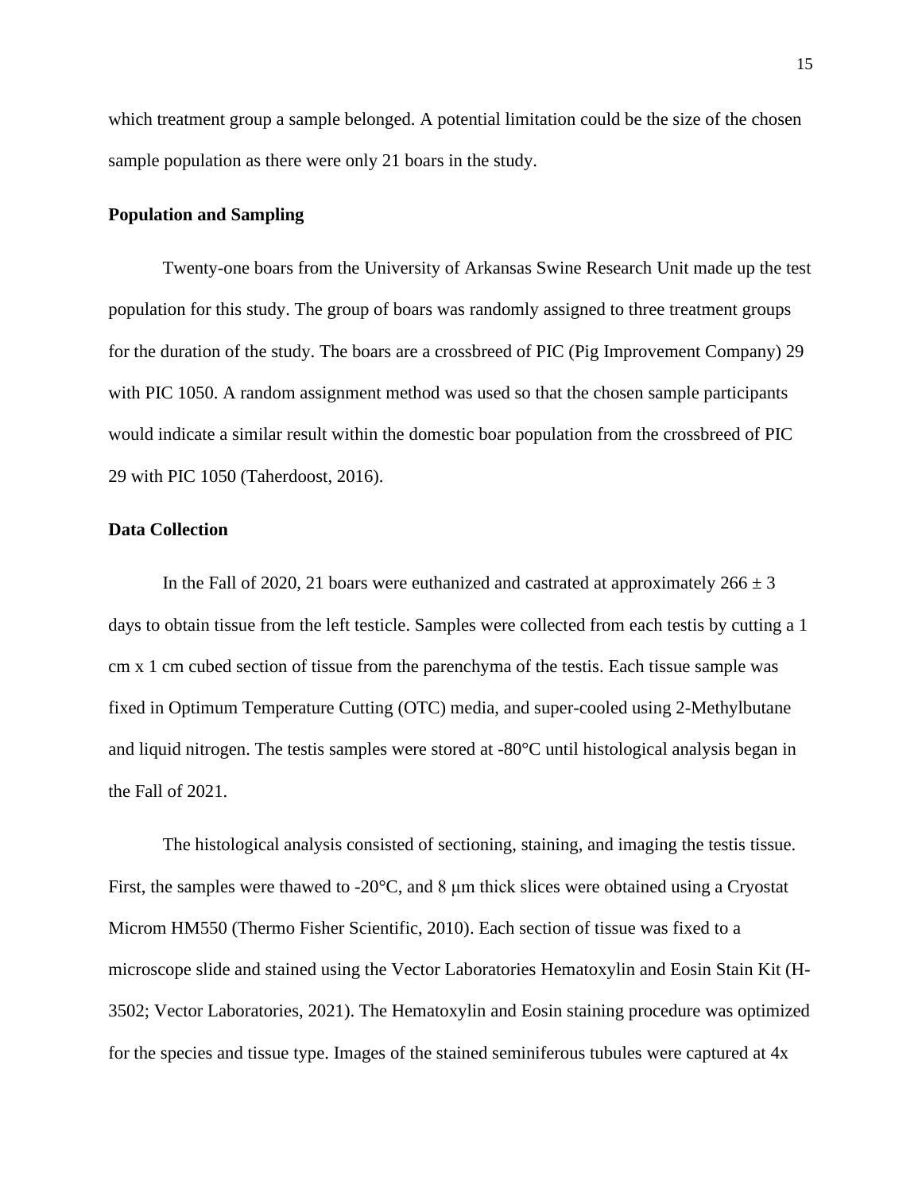which treatment group a sample belonged. A potential limitation could be the size of the chosen sample population as there were only 21 boars in the study.

**Population and Sampling**

Twenty-one boars from the University of Arkansas Swine Research Unit made up the test population for this study. The group of boars was randomly assigned to three treatment groups for the duration of the study. The boars are a crossbreed of PIC (Pig Improvement Company) 29 with PIC 1050. A random assignment method was used so that the chosen sample participants would indicate a similar result within the domestic boar population from the crossbreed of PIC 29 with PIC 1050 (Taherdoost, 2016).

**Data Collection**

In the Fall of 2020, 21 boars were euthanized and castrated at approximately 266 ± 3 days to obtain tissue from the left testicle. Samples were collected from each testis by cutting a 1 cm x 1 cm cubed section of tissue from the parenchyma of the testis. Each tissue sample was fixed in Optimum Temperature Cutting (OTC) media, and super-cooled using 2-Methylbutane and liquid nitrogen. The testis samples were stored at -80°C until histological analysis began in the Fall of 2021.

The histological analysis consisted of sectioning, staining, and imaging the testis tissue. First, the samples were thawed to -20°C, and 8 μm thick slices were obtained using a Cryostat Microm HM550 (Thermo Fisher Scientific, 2010). Each section of tissue was fixed to a microscope slide and stained using the Vector Laboratories Hematoxylin and Eosin Stain Kit (H-3502; Vector Laboratories, 2021). The Hematoxylin and Eosin staining procedure was optimized for the species and tissue type. Images of the stained seminiferous tubules were captured at 4x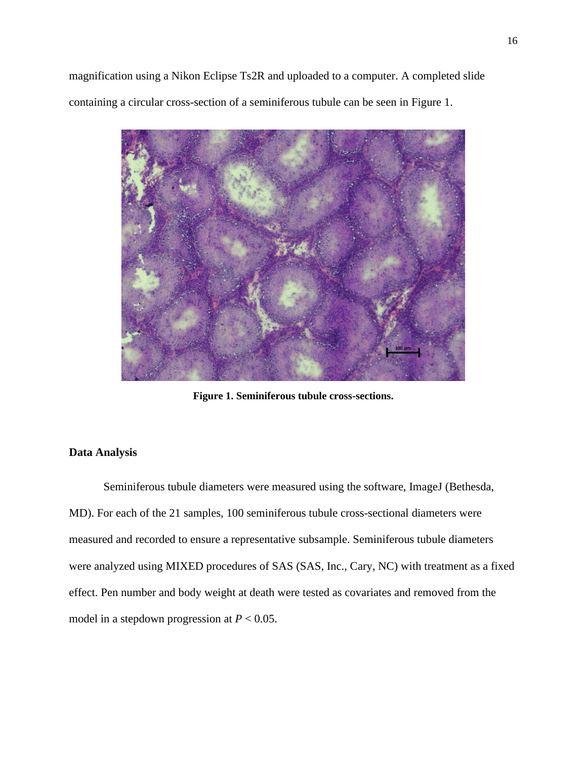magnification using a Nikon Eclipse Ts2R and uploaded to a computer. A completed slide containing a circular cross-section of a seminiferous tubule can be seen in Figure 1.

**Figure 1. Seminiferous tubule cross-sections.**

## Data Analysis

Seminiferous tubule diameters were measured using the software, ImageJ (Bethesda, MD). For each of the 21 samples, 100 seminiferous tubule cross-sectional diameters were measured and recorded to ensure a representative subsample. Seminiferous tubule diameters were analyzed using MIXED procedures of SAS (SAS, Inc., Cary, NC) with treatment as a fixed effect. Pen number and body weight at death were tested as covariates and removed from the model in a stepdown progression at $P < 0.05$.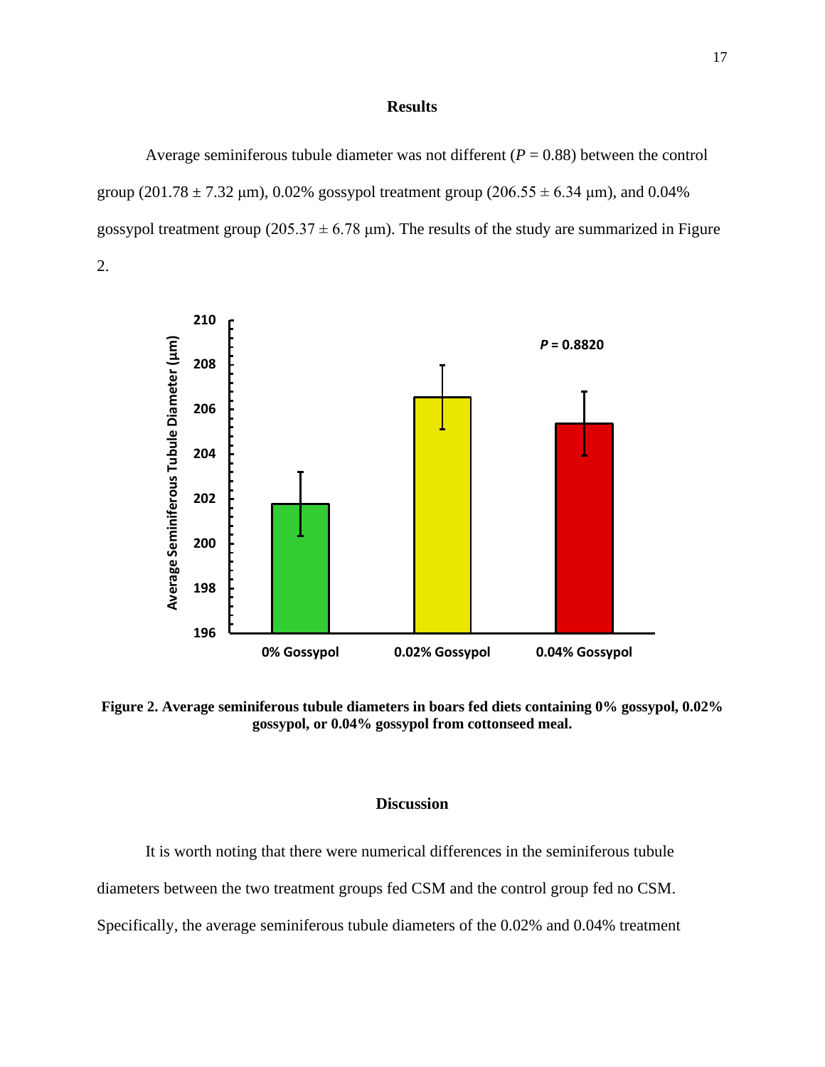## Results

Average seminiferous tubule diameter was not different ($P = 0.88$) between the control group (201.78 ± 7.32 μm), 0.02% gossypol treatment group (206.55 ± 6.34 μm), and 0.04% gossypol treatment group (205.37 ± 6.78 μm). The results of the study are summarized in Figure 2.

**Figure 2. Average seminiferous tubule diameters in boars fed diets containing 0% gossypol, 0.02% gossypol, or 0.04% gossypol from cottonseed meal.**

## Discussion

It is worth noting that there were numerical differences in the seminiferous tubule diameters between the two treatment groups fed CSM and the control group fed no CSM. Specifically, the average seminiferous tubule diameters of the 0.02% and 0.04% treatment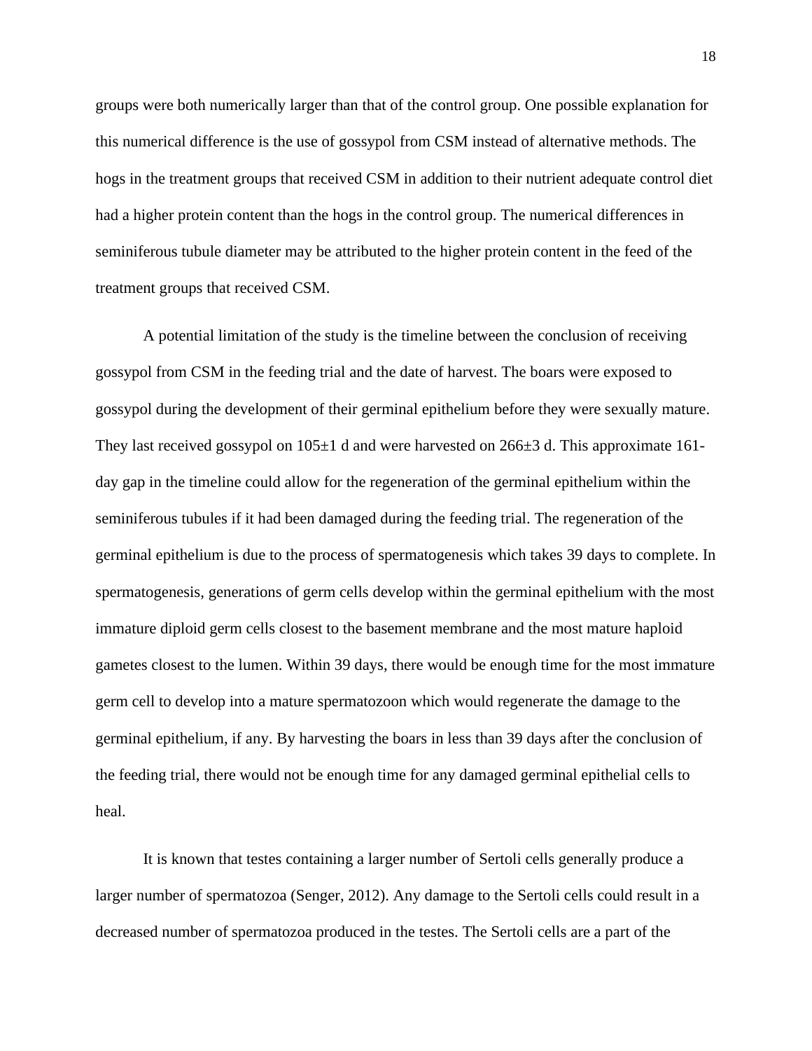groups were both numerically larger than that of the control group. One possible explanation for this numerical difference is the use of gossypol from CSM instead of alternative methods. The hogs in the treatment groups that received CSM in addition to their nutrient adequate control diet had a higher protein content than the hogs in the control group. The numerical differences in seminiferous tubule diameter may be attributed to the higher protein content in the feed of the treatment groups that received CSM.

A potential limitation of the study is the timeline between the conclusion of receiving gossypol from CSM in the feeding trial and the date of harvest. The boars were exposed to gossypol during the development of their germinal epithelium before they were sexually mature. They last received gossypol on 105±1 d and were harvested on 266±3 d. This approximate 161-day gap in the timeline could allow for the regeneration of the germinal epithelium within the seminiferous tubules if it had been damaged during the feeding trial. The regeneration of the germinal epithelium is due to the process of spermatogenesis which takes 39 days to complete. In spermatogenesis, generations of germ cells develop within the germinal epithelium with the most immature diploid germ cells closest to the basement membrane and the most mature haploid gametes closest to the lumen. Within 39 days, there would be enough time for the most immature germ cell to develop into a mature spermatozoon which would regenerate the damage to the germinal epithelium, if any. By harvesting the boars in less than 39 days after the conclusion of the feeding trial, there would not be enough time for any damaged germinal epithelial cells to heal.

It is known that testes containing a larger number of Sertoli cells generally produce a larger number of spermatozoa (Senger, 2012). Any damage to the Sertoli cells could result in a decreased number of spermatozoa produced in the testes. The Sertoli cells are a part of the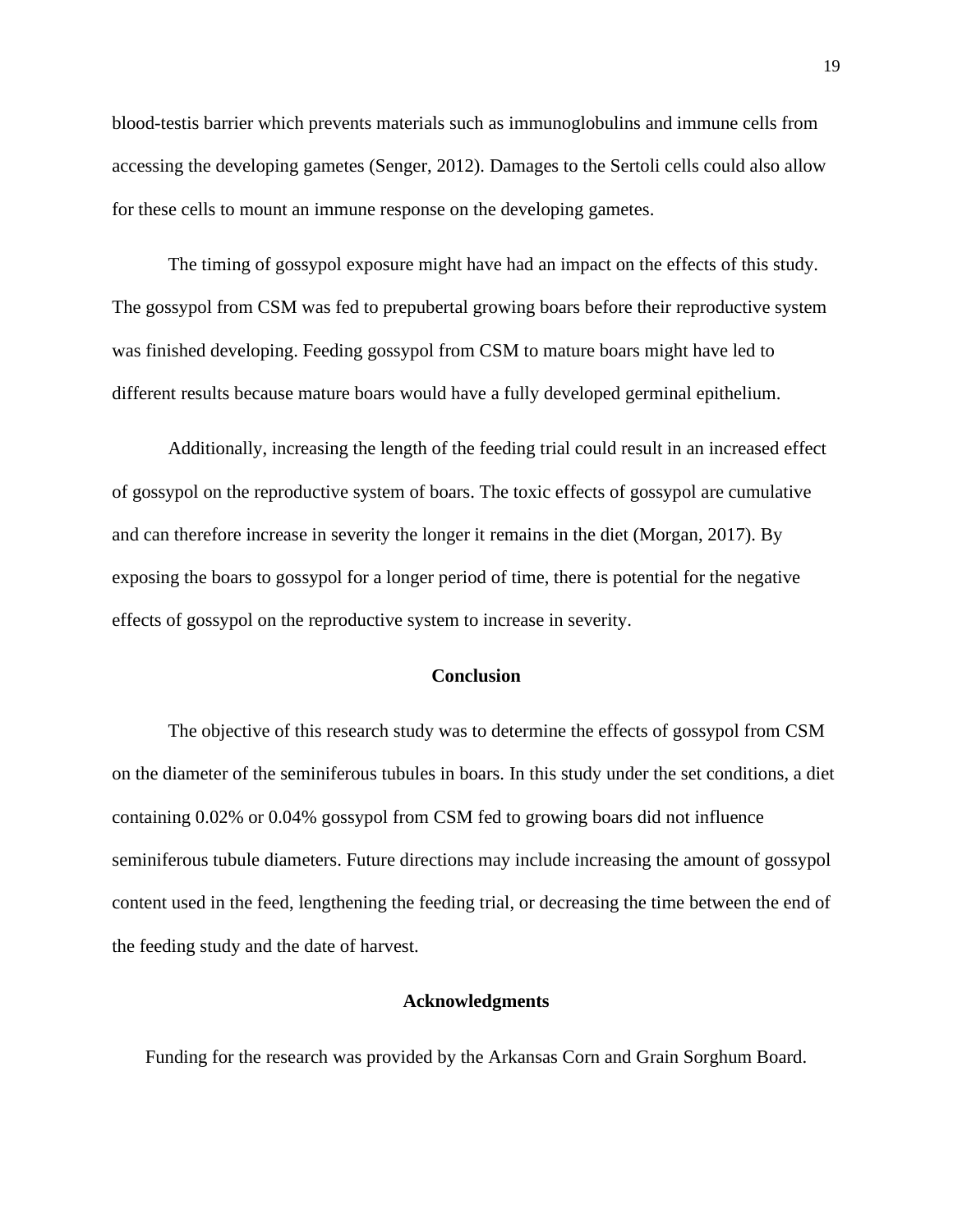blood-testis barrier which prevents materials such as immunoglobulins and immune cells from accessing the developing gametes (Senger, 2012). Damages to the Sertoli cells could also allow for these cells to mount an immune response on the developing gametes.

The timing of gossypol exposure might have had an impact on the effects of this study. The gossypol from CSM was fed to prepubertal growing boars before their reproductive system was finished developing. Feeding gossypol from CSM to mature boars might have led to different results because mature boars would have a fully developed germinal epithelium.

Additionally, increasing the length of the feeding trial could result in an increased effect of gossypol on the reproductive system of boars. The toxic effects of gossypol are cumulative and can therefore increase in severity the longer it remains in the diet (Morgan, 2017). By exposing the boars to gossypol for a longer period of time, there is potential for the negative effects of gossypol on the reproductive system to increase in severity.

## Conclusion

The objective of this research study was to determine the effects of gossypol from CSM on the diameter of the seminiferous tubules in boars. In this study under the set conditions, a diet containing 0.02% or 0.04% gossypol from CSM fed to growing boars did not influence seminiferous tubule diameters. Future directions may include increasing the amount of gossypol content used in the feed, lengthening the feeding trial, or decreasing the time between the end of the feeding study and the date of harvest.

## Acknowledgments

Funding for the research was provided by the Arkansas Corn and Grain Sorghum Board.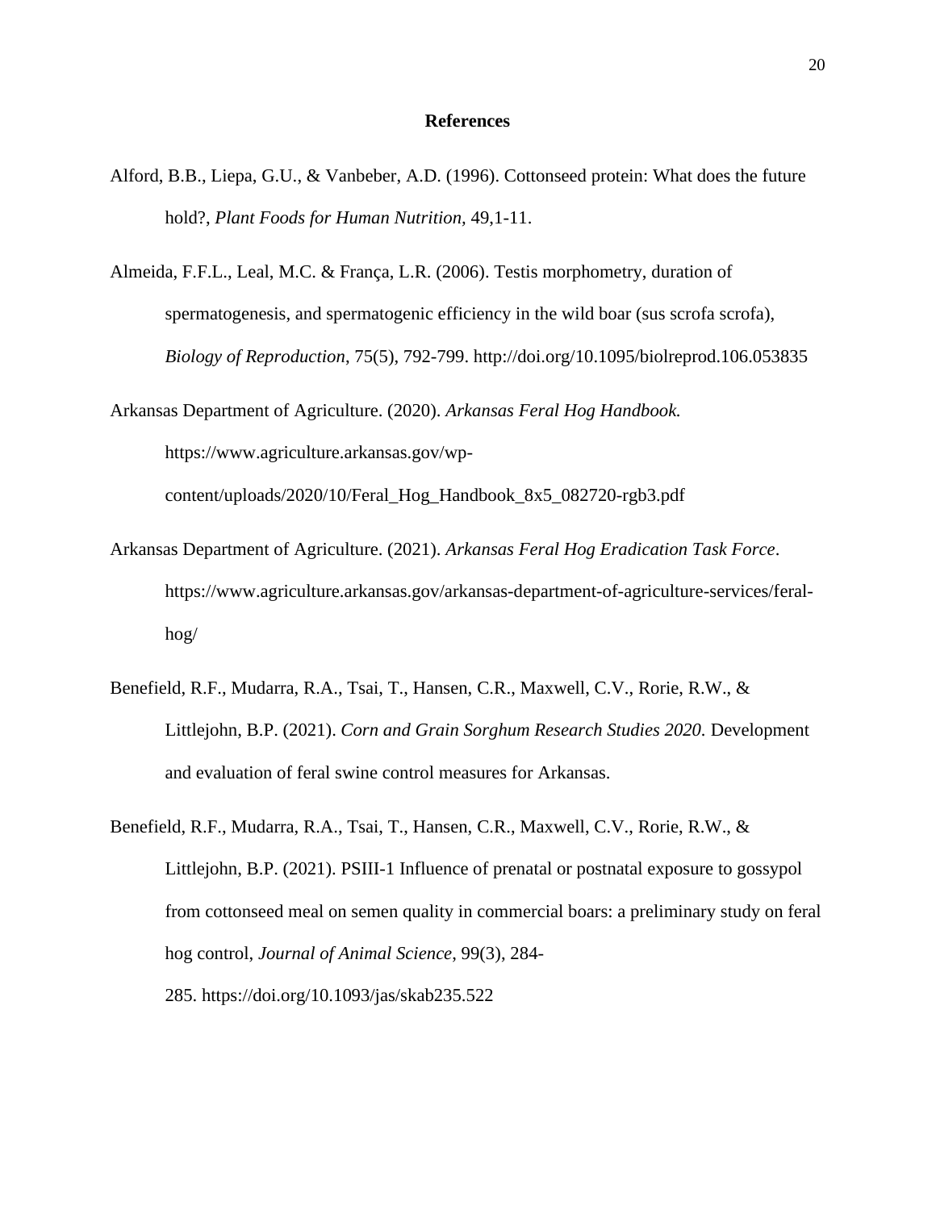**References**

Alford, B.B., Liepa, G.U., & Vanbeber, A.D. (1996). Cottonseed protein: What does the future hold?, *Plant Foods for Human Nutrition,* 49,1-11.

Almeida, F.F.L., Leal, M.C. & França, L.R. (2006). Testis morphometry, duration of spermatogenesis, and spermatogenic efficiency in the wild boar (sus scrofa scrofa), *Biology of Reproduction*, 75(5), 792-799. http://doi.org/10.1095/biolreprod.106.053835

Arkansas Department of Agriculture. (2020). *Arkansas Feral Hog Handbook.* https://www.agriculture.arkansas.gov/wp-content/uploads/2020/10/Feral_Hog_Handbook_8x5_082720-rgb3.pdf

Arkansas Department of Agriculture. (2021). *Arkansas Feral Hog Eradication Task Force*. https://www.agriculture.arkansas.gov/arkansas-department-of-agriculture-services/feral-hog/

Benefield, R.F., Mudarra, R.A., Tsai, T., Hansen, C.R., Maxwell, C.V., Rorie, R.W., & Littlejohn, B.P. (2021). *Corn and Grain Sorghum Research Studies 2020.* Development and evaluation of feral swine control measures for Arkansas.

Benefield, R.F., Mudarra, R.A., Tsai, T., Hansen, C.R., Maxwell, C.V., Rorie, R.W., & Littlejohn, B.P. (2021). PSIII-1 Influence of prenatal or postnatal exposure to gossypol from cottonseed meal on semen quality in commercial boars: a preliminary study on feral hog control, *Journal of Animal Science*, 99(3), 284-285. https://doi.org/10.1093/jas/skab235.522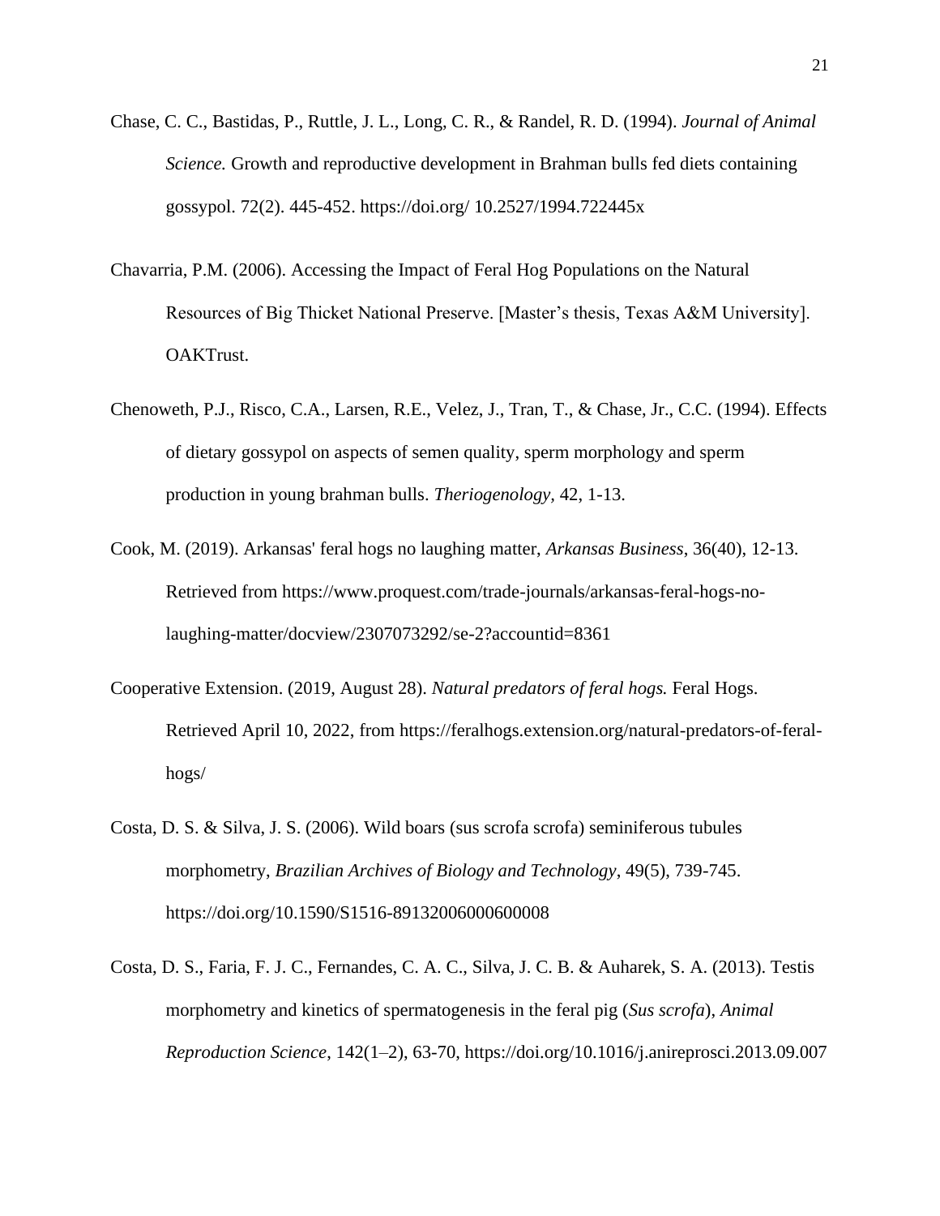Chase, C. C., Bastidas, P., Ruttle, J. L., Long, C. R., & Randel, R. D. (1994). *Journal of Animal Science.* Growth and reproductive development in Brahman bulls fed diets containing gossypol. 72(2). 445-452. https://doi.org/ 10.2527/1994.722445x

Chavarria, P.M. (2006). Accessing the Impact of Feral Hog Populations on the Natural Resources of Big Thicket National Preserve. [Master's thesis, Texas A&M University]. OAKTrust.

Chenoweth, P.J., Risco, C.A., Larsen, R.E., Velez, J., Tran, T., & Chase, Jr., C.C. (1994). Effects of dietary gossypol on aspects of semen quality, sperm morphology and sperm production in young brahman bulls. *Theriogenology*, 42, 1-13.

Cook, M. (2019). Arkansas' feral hogs no laughing matter, *Arkansas Business*, 36(40), 12-13. Retrieved from https://www.proquest.com/trade-journals/arkansas-feral-hogs-no-laughing-matter/docview/2307073292/se-2?accountid=8361

Cooperative Extension. (2019, August 28). *Natural predators of feral hogs.* Feral Hogs. Retrieved April 10, 2022, from https://feralhogs.extension.org/natural-predators-of-feral-hogs/

Costa, D. S. & Silva, J. S. (2006). Wild boars (sus scrofa scrofa) seminiferous tubules morphometry, *Brazilian Archives of Biology and Technology*, 49(5), 739-745. https://doi.org/10.1590/S1516-89132006000600008

Costa, D. S., Faria, F. J. C., Fernandes, C. A. C., Silva, J. C. B. & Auharek, S. A. (2013). Testis morphometry and kinetics of spermatogenesis in the feral pig (*Sus scrofa*), *Animal Reproduction Science*, 142(1–2), 63-70, https://doi.org/10.1016/j.anireprosci.2013.09.007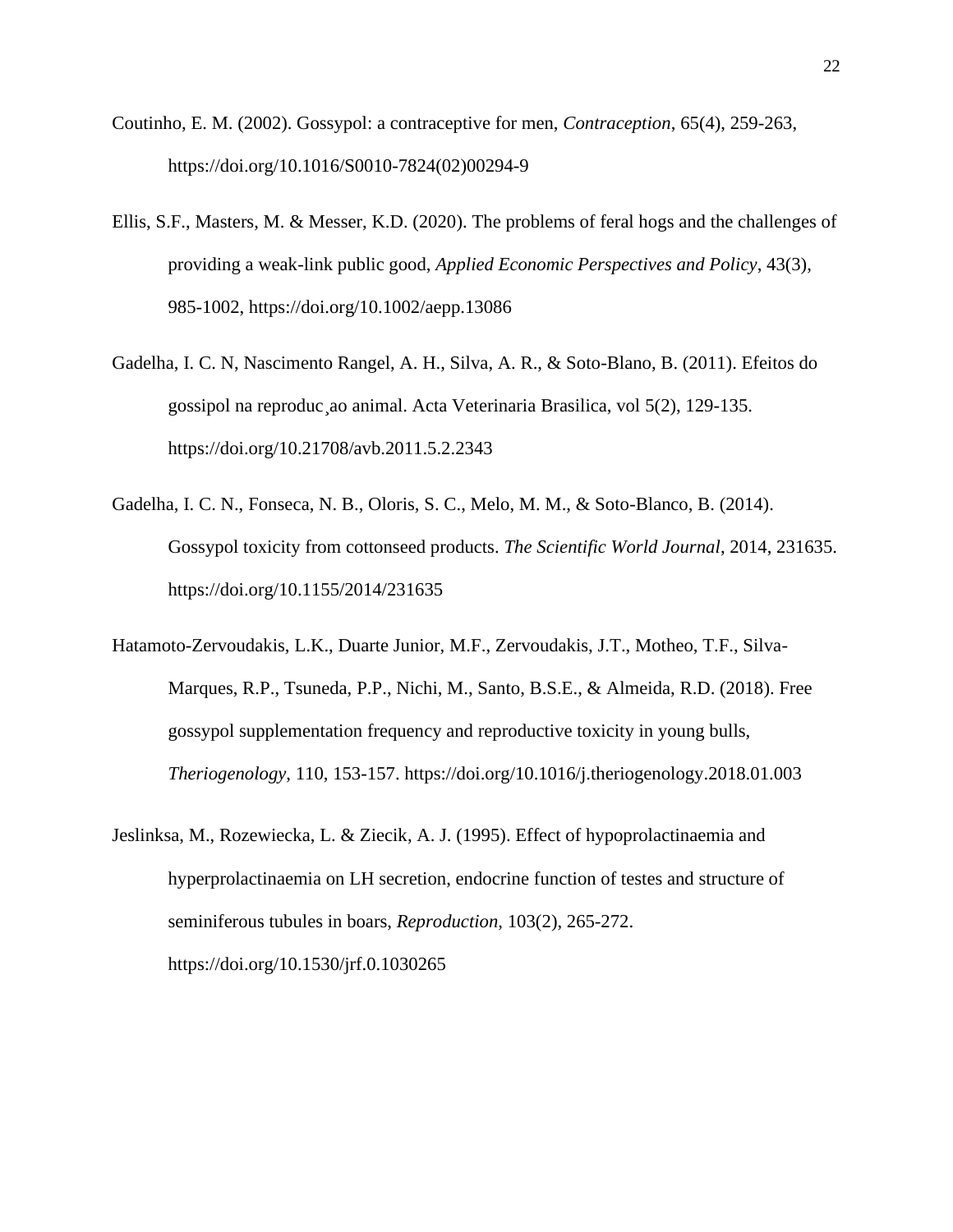Coutinho, E. M. (2002). Gossypol: a contraceptive for men, *Contraception*, 65(4), 259-263, https://doi.org/10.1016/S0010-7824(02)00294-9

Ellis, S.F., Masters, M. & Messer, K.D. (2020). The problems of feral hogs and the challenges of providing a weak-link public good, *Applied Economic Perspectives and Policy*, 43(3), 985-1002, https://doi.org/10.1002/aepp.13086

Gadelha, I. C. N, Nascimento Rangel, A. H., Silva, A. R., & Soto-Blano, B. (2011). Efeitos do gossipol na reproduc¸ao animal. Acta Veterinaria Brasilica, vol 5(2), 129-135. https://doi.org/10.21708/avb.2011.5.2.2343

Gadelha, I. C. N., Fonseca, N. B., Oloris, S. C., Melo, M. M., & Soto-Blanco, B. (2014). Gossypol toxicity from cottonseed products. *The Scientific World Journal*, 2014, 231635. https://doi.org/10.1155/2014/231635

Hatamoto-Zervoudakis, L.K., Duarte Junior, M.F., Zervoudakis, J.T., Motheo, T.F., Silva-Marques, R.P., Tsuneda, P.P., Nichi, M., Santo, B.S.E., & Almeida, R.D. (2018). Free gossypol supplementation frequency and reproductive toxicity in young bulls, *Theriogenology*, 110, 153-157. https://doi.org/10.1016/j.theriogenology.2018.01.003

Jeslinksa, M., Rozewiecka, L. & Ziecik, A. J. (1995). Effect of hypoprolactinaemia and hyperprolactinaemia on LH secretion, endocrine function of testes and structure of seminiferous tubules in boars, *Reproduction*, 103(2), 265-272. https://doi.org/10.1530/jrf.0.1030265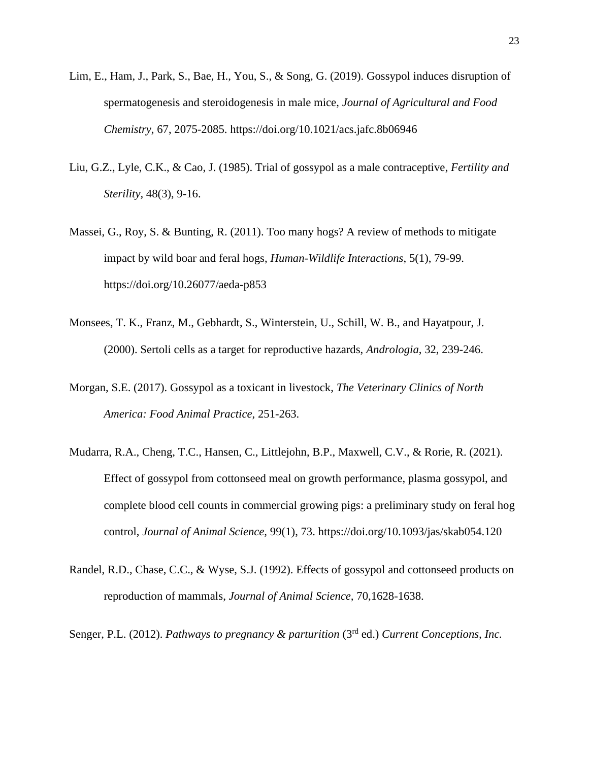Lim, E., Ham, J., Park, S., Bae, H., You, S., & Song, G. (2019). Gossypol induces disruption of spermatogenesis and steroidogenesis in male mice, *Journal of Agricultural and Food Chemistry*, 67, 2075-2085. https://doi.org/10.1021/acs.jafc.8b06946

Liu, G.Z., Lyle, C.K., & Cao, J. (1985). Trial of gossypol as a male contraceptive, *Fertility and Sterility,* 48(3), 9-16.

Massei, G., Roy, S. & Bunting, R. (2011). Too many hogs? A review of methods to mitigate impact by wild boar and feral hogs, *Human-Wildlife Interactions*, 5(1), 79-99. https://doi.org/10.26077/aeda-p853

Monsees, T. K., Franz, M., Gebhardt, S., Winterstein, U., Schill, W. B., and Hayatpour, J. (2000). Sertoli cells as a target for reproductive hazards, *Andrologia*, 32, 239-246.

Morgan, S.E. (2017). Gossypol as a toxicant in livestock, *The Veterinary Clinics of North America: Food Animal Practice*, 251-263.

Mudarra, R.A., Cheng, T.C., Hansen, C., Littlejohn, B.P., Maxwell, C.V., & Rorie, R. (2021). Effect of gossypol from cottonseed meal on growth performance, plasma gossypol, and complete blood cell counts in commercial growing pigs: a preliminary study on feral hog control, *Journal of Animal Science,* 99(1), 73. https://doi.org/10.1093/jas/skab054.120

Randel, R.D., Chase, C.C., & Wyse, S.J. (1992). Effects of gossypol and cottonseed products on reproduction of mammals, *Journal of Animal Science,* 70,1628-1638.

Senger, P.L. (2012). *Pathways to pregnancy & parturition* (3rd ed.) *Current Conceptions, Inc.*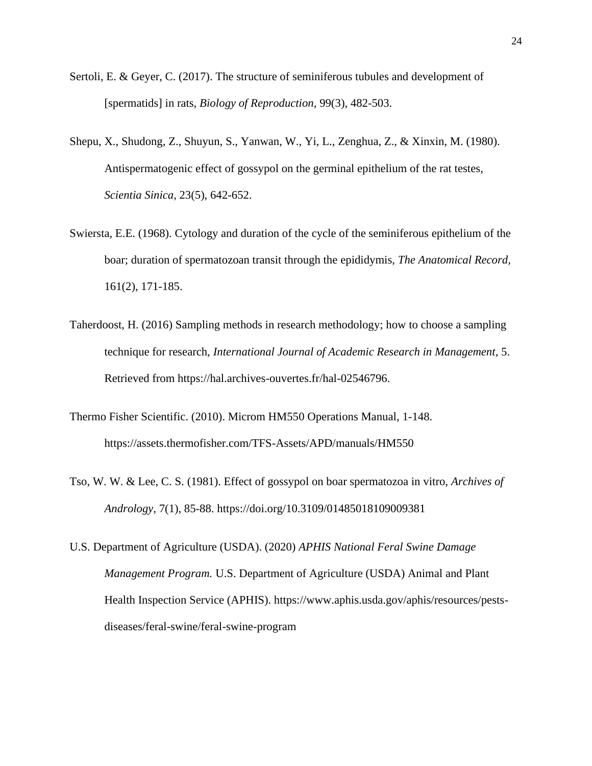Sertoli, E. & Geyer, C. (2017). The structure of seminiferous tubules and development of [spermatids] in rats, *Biology of Reproduction*, 99(3), 482-503.

Shepu, X., Shudong, Z., Shuyun, S., Yanwan, W., Yi, L., Zenghua, Z., & Xinxin, M. (1980). Antispermatogenic effect of gossypol on the germinal epithelium of the rat testes, *Scientia Sinica*, 23(5), 642-652.

Swiersta, E.E. (1968). Cytology and duration of the cycle of the seminiferous epithelium of the boar; duration of spermatozoan transit through the epididymis, *The Anatomical Record*, 161(2), 171-185.

Taherdoost, H. (2016) Sampling methods in research methodology; how to choose a sampling technique for research, *International Journal of Academic Research in Management*, 5. Retrieved from https://hal.archives-ouvertes.fr/hal-02546796.

Thermo Fisher Scientific. (2010). Microm HM550 Operations Manual, 1-148. https://assets.thermofisher.com/TFS-Assets/APD/manuals/HM550

Tso, W. W. & Lee, C. S. (1981). Effect of gossypol on boar spermatozoa in vitro, *Archives of Andrology*, 7(1), 85-88. https://doi.org/10.3109/01485018109009381

U.S. Department of Agriculture (USDA). (2020) *APHIS National Feral Swine Damage Management Program.* U.S. Department of Agriculture (USDA) Animal and Plant Health Inspection Service (APHIS). https://www.aphis.usda.gov/aphis/resources/pests-diseases/feral-swine/feral-swine-program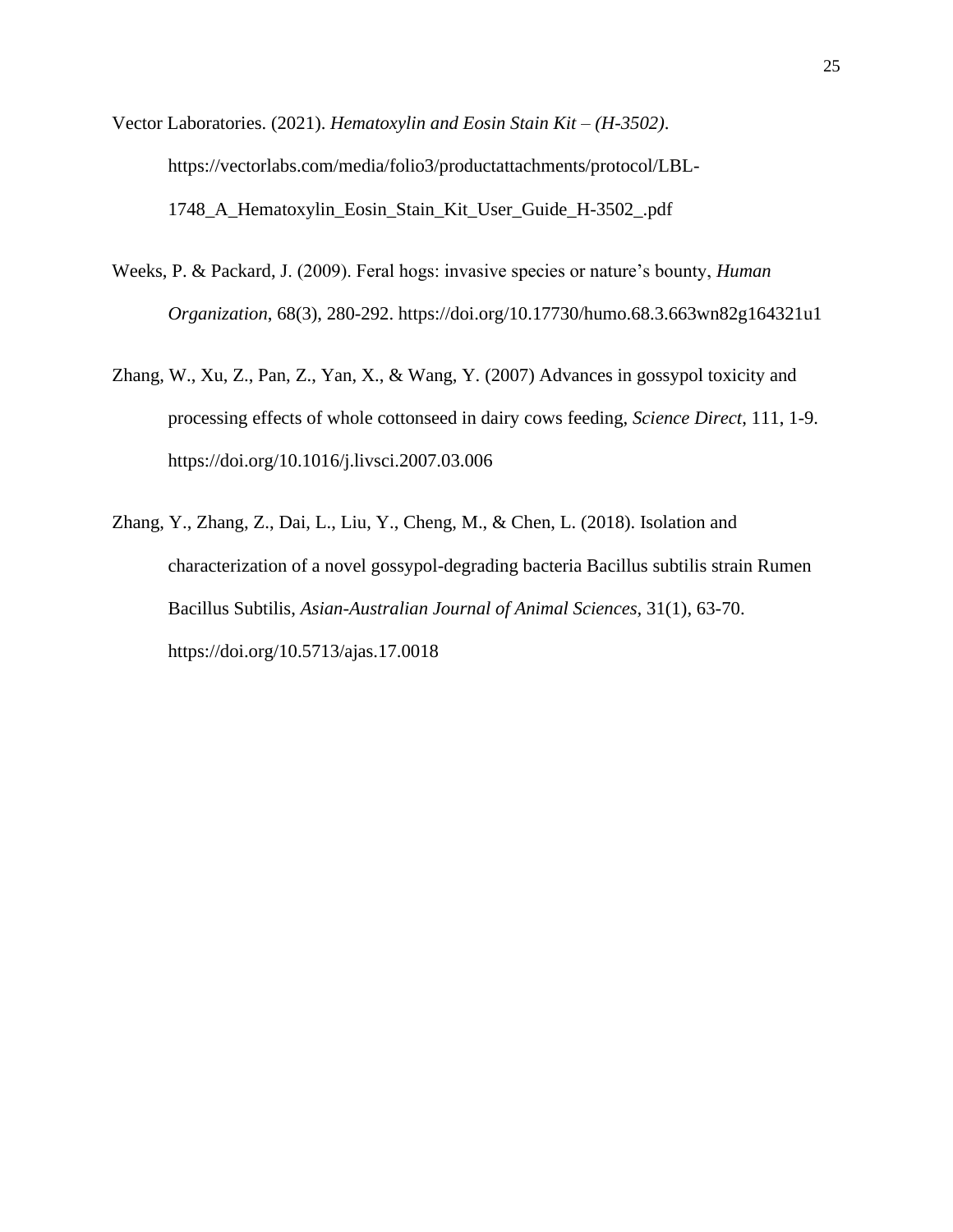Vector Laboratories. (2021). *Hematoxylin and Eosin Stain Kit – (H-3502)*. https://vectorlabs.com/media/folio3/productattachments/protocol/LBL-1748_A_Hematoxylin_Eosin_Stain_Kit_User_Guide_H-3502_.pdf

Weeks, P. & Packard, J. (2009). Feral hogs: invasive species or nature's bounty, *Human Organization*, 68(3), 280-292. https://doi.org/10.17730/humo.68.3.663wn82g164321u1

Zhang, W., Xu, Z., Pan, Z., Yan, X., & Wang, Y. (2007) Advances in gossypol toxicity and processing effects of whole cottonseed in dairy cows feeding, *Science Direct*, 111, 1-9. https://doi.org/10.1016/j.livsci.2007.03.006

Zhang, Y., Zhang, Z., Dai, L., Liu, Y., Cheng, M., & Chen, L. (2018). Isolation and characterization of a novel gossypol-degrading bacteria Bacillus subtilis strain Rumen Bacillus Subtilis, *Asian-Australian Journal of Animal Sciences*, 31(1), 63-70. https://doi.org/10.5713/ajas.17.0018